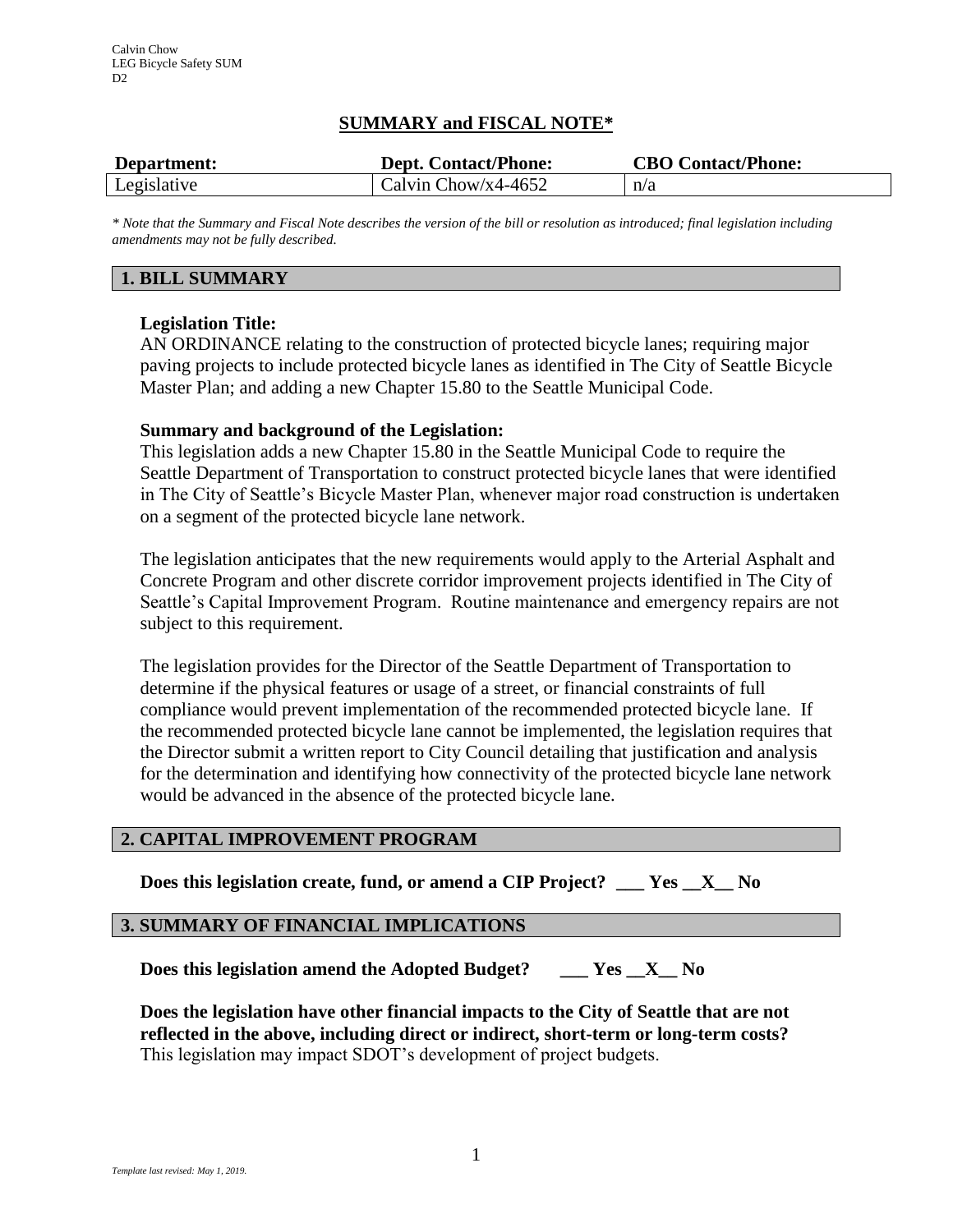Calvin Chow
LEG Bicycle Safety SUM
D2

## SUMMARY and FISCAL NOTE*

| Department: | Dept. Contact/Phone: | CBO Contact/Phone: |
| --- | --- | --- |
| Legislative | Calvin Chow/x4-4652 | n/a |

*\* Note that the Summary and Fiscal Note describes the version of the bill or resolution as introduced; final legislation including amendments may not be fully described.*

## 1. BILL SUMMARY

**Legislation Title:**
AN ORDINANCE relating to the construction of protected bicycle lanes; requiring major paving projects to include protected bicycle lanes as identified in The City of Seattle Bicycle Master Plan; and adding a new Chapter 15.80 to the Seattle Municipal Code.

**Summary and background of the Legislation:**
This legislation adds a new Chapter 15.80 in the Seattle Municipal Code to require the Seattle Department of Transportation to construct protected bicycle lanes that were identified in The City of Seattle's Bicycle Master Plan, whenever major road construction is undertaken on a segment of the protected bicycle lane network.

The legislation anticipates that the new requirements would apply to the Arterial Asphalt and Concrete Program and other discrete corridor improvement projects identified in The City of Seattle's Capital Improvement Program. Routine maintenance and emergency repairs are not subject to this requirement.

The legislation provides for the Director of the Seattle Department of Transportation to determine if the physical features or usage of a street, or financial constraints of full compliance would prevent implementation of the recommended protected bicycle lane. If the recommended protected bicycle lane cannot be implemented, the legislation requires that the Director submit a written report to City Council detailing that justification and analysis for the determination and identifying how connectivity of the protected bicycle lane network would be advanced in the absence of the protected bicycle lane.

## 2. CAPITAL IMPROVEMENT PROGRAM

**Does this legislation create, fund, or amend a CIP Project? \_\_\_ Yes \_\_X\_\_ No**

## 3. SUMMARY OF FINANCIAL IMPLICATIONS

**Does this legislation amend the Adopted Budget? \_\_\_ Yes \_\_X\_\_ No**

**Does the legislation have other financial impacts to the City of Seattle that are not reflected in the above, including direct or indirect, short-term or long-term costs?**
This legislation may impact SDOT's development of project budgets.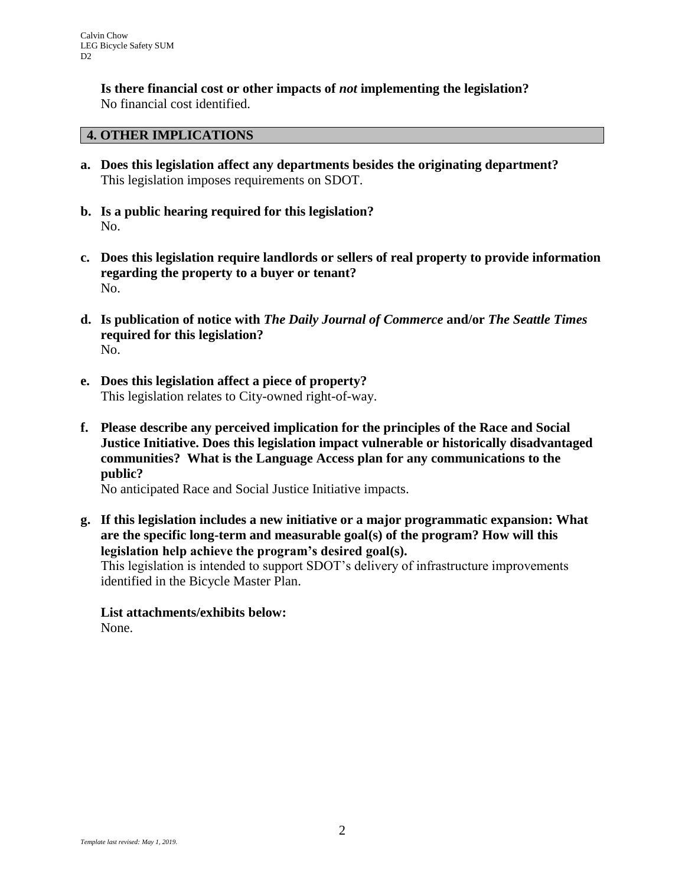**Is there financial cost or other impacts of *not* implementing the legislation?**
No financial cost identified.

## 4. OTHER IMPLICATIONS

**a. Does this legislation affect any departments besides the originating department?**
This legislation imposes requirements on SDOT.

**b. Is a public hearing required for this legislation?**
No.

**c. Does this legislation require landlords or sellers of real property to provide information regarding the property to a buyer or tenant?**
No.

**d. Is publication of notice with *The Daily Journal of Commerce* and/or *The Seattle Times* required for this legislation?**
No.

**e. Does this legislation affect a piece of property?**
This legislation relates to City-owned right-of-way.

**f. Please describe any perceived implication for the principles of the Race and Social Justice Initiative. Does this legislation impact vulnerable or historically disadvantaged communities? What is the Language Access plan for any communications to the public?**
No anticipated Race and Social Justice Initiative impacts.

**g. If this legislation includes a new initiative or a major programmatic expansion: What are the specific long-term and measurable goal(s) of the program? How will this legislation help achieve the program's desired goal(s).**
This legislation is intended to support SDOT's delivery of infrastructure improvements identified in the Bicycle Master Plan.

**List attachments/exhibits below:**
None.